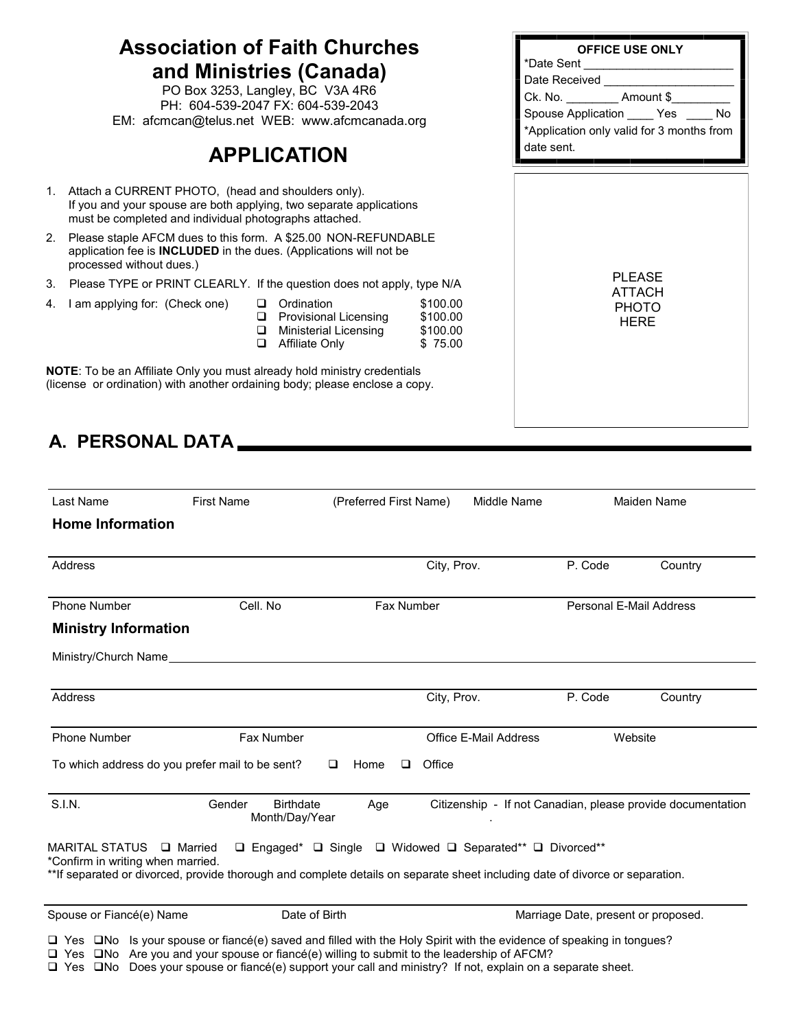# Association of Faith Churches and Ministries (Canada)

PO Box 3253, Langley, BC V3A 4R6
PH: 604-539-2047 FX: 604-539-2043
EM: afcmcan@telus.net WEB: www.afcmcanada.org

**OFFICE USE ONLY**

*Date Sent _______________________
Date Received ____________________
Ck. No. ________ Amount $_________
Spouse Application ____ Yes ____ No
*Application only valid for 3 months from date sent.

## APPLICATION

1. Attach a CURRENT PHOTO, (head and shoulders only). If you and your spouse are both applying, two separate applications must be completed and individual photographs attached.
2. Please staple AFCM dues to this form. A $25.00 NON-REFUNDABLE application fee is **INCLUDED** in the dues. (Applications will not be processed without dues.)
3. Please TYPE or PRINT CLEARLY. If the question does not apply, type N/A
4. I am applying for: (Check one)

| | | |
|---|---|---|
| ❑ | Ordination | $100.00 |
| ❑ | Provisional Licensing | $100.00 |
| ❑ | Ministerial Licensing | $100.00 |
| ❑ | Affiliate Only | $ 75.00 |

**NOTE**: To be an Affiliate Only you must already hold ministry credentials (license or ordination) with another ordaining body; please enclose a copy.

PLEASE ATTACH PHOTO HERE

## A. PERSONAL DATA

Last Name | First Name | (Preferred First Name) | Middle Name | Maiden Name

### Home Information

Address | City, Prov. | P. Code | Country

Phone Number | Cell. No | Fax Number | Personal E-Mail Address

### Ministry Information

Ministry/Church Name______________________________________________

Address | City, Prov. | P. Code | Country

Phone Number | Fax Number | Office E-Mail Address | Website

To which address do you prefer mail to be sent? ❑ Home ❑ Office

S.I.N. | Gender | Birthdate Month/Day/Year | Age | Citizenship - If not Canadian, please provide documentation

MARITAL STATUS ❑ Married ❑ Engaged* ❑ Single ❑ Widowed ❑ Separated** ❑ Divorced**
*Confirm in writing when married.
**If separated or divorced, provide thorough and complete details on separate sheet including date of divorce or separation.

Spouse or Fiancé(e) Name | Date of Birth | Marriage Date, present or proposed.

❑ Yes ❑No Is your spouse or fiancé(e) saved and filled with the Holy Spirit with the evidence of speaking in tongues?
❑ Yes ❑No Are you and your spouse or fiancé(e) willing to submit to the leadership of AFCM?
❑ Yes ❑No Does your spouse or fiancé(e) support your call and ministry? If not, explain on a separate sheet.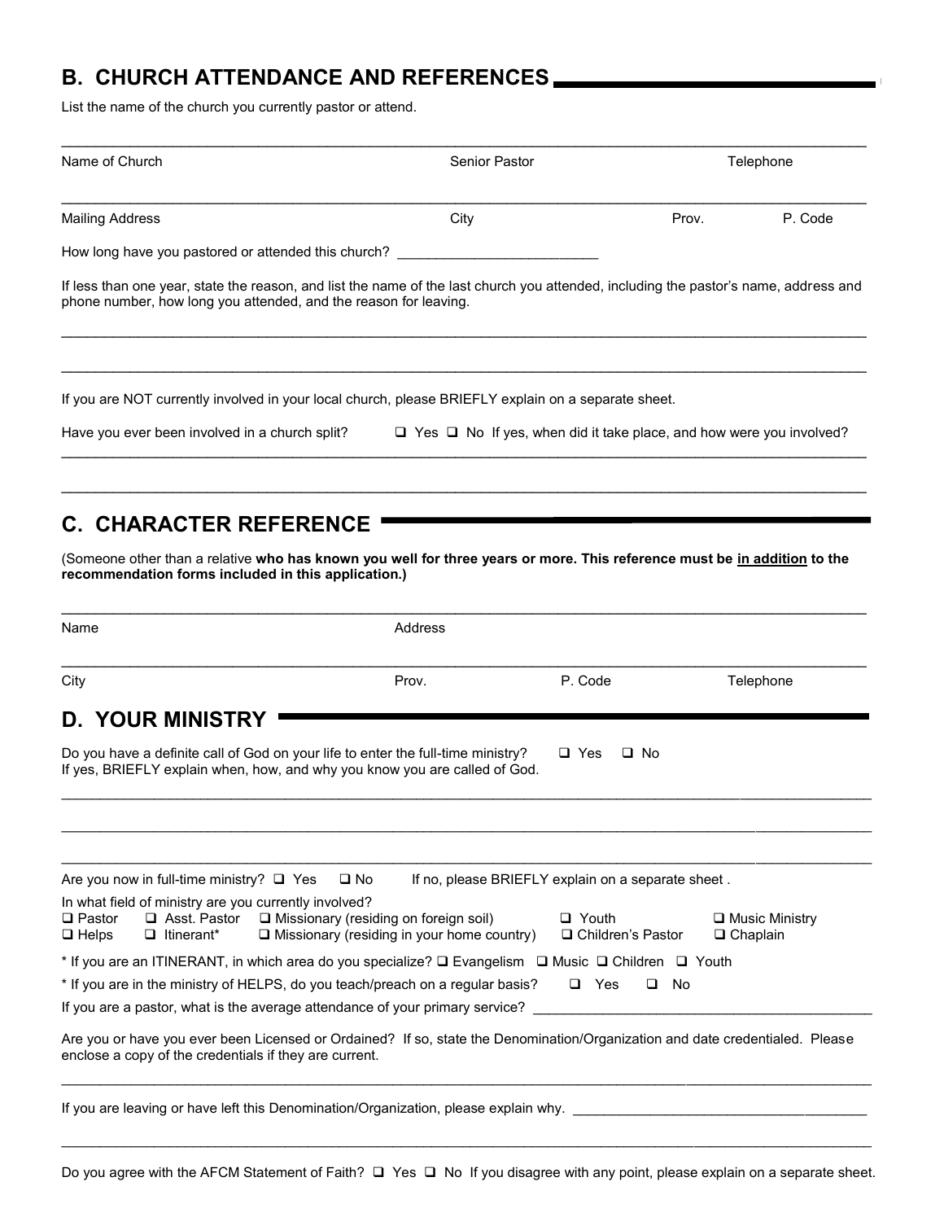## B. CHURCH ATTENDANCE AND REFERENCES

List the name of the church you currently pastor or attend.

\_\_\_\_\_\_\_\_\_\_\_\_\_\_\_\_\_\_\_\_\_\_\_\_\_\_\_\_\_\_\_\_\_\_\_\_\_\_\_\_\_\_\_\_\_\_\_\_\_\_\_\_\_\_\_\_\_\_\_\_\_\_\_\_\_\_\_\_\_\_\_\_

Name of Church Senior Pastor Telephone

\_\_\_\_\_\_\_\_\_\_\_\_\_\_\_\_\_\_\_\_\_\_\_\_\_\_\_\_\_\_\_\_\_\_\_\_\_\_\_\_\_\_\_\_\_\_\_\_\_\_\_\_\_\_\_\_\_\_\_\_\_\_\_\_\_\_\_\_\_\_\_\_

Mailing Address City Prov. P. Code

How long have you pastored or attended this church? \_\_\_\_\_\_\_\_\_\_\_\_\_\_\_\_\_\_\_\_\_\_\_\_\_\_

If less than one year, state the reason, and list the name of the last church you attended, including the pastor's name, address and phone number, how long you attended, and the reason for leaving.

\_\_\_\_\_\_\_\_\_\_\_\_\_\_\_\_\_\_\_\_\_\_\_\_\_\_\_\_\_\_\_\_\_\_\_\_\_\_\_\_\_\_\_\_\_\_\_\_\_\_\_\_\_\_\_\_\_\_\_\_\_\_\_\_\_\_\_\_\_\_\_\_

\_\_\_\_\_\_\_\_\_\_\_\_\_\_\_\_\_\_\_\_\_\_\_\_\_\_\_\_\_\_\_\_\_\_\_\_\_\_\_\_\_\_\_\_\_\_\_\_\_\_\_\_\_\_\_\_\_\_\_\_\_\_\_\_\_\_\_\_\_\_\_\_

If you are NOT currently involved in your local church, please BRIEFLY explain on a separate sheet.

Have you ever been involved in a church split? ❑ Yes ❑ No If yes, when did it take place, and how were you involved?

\_\_\_\_\_\_\_\_\_\_\_\_\_\_\_\_\_\_\_\_\_\_\_\_\_\_\_\_\_\_\_\_\_\_\_\_\_\_\_\_\_\_\_\_\_\_\_\_\_\_\_\_\_\_\_\_\_\_\_\_\_\_\_\_\_\_\_\_\_\_\_\_

\_\_\_\_\_\_\_\_\_\_\_\_\_\_\_\_\_\_\_\_\_\_\_\_\_\_\_\_\_\_\_\_\_\_\_\_\_\_\_\_\_\_\_\_\_\_\_\_\_\_\_\_\_\_\_\_\_\_\_\_\_\_\_\_\_\_\_\_\_\_\_\_

## C. CHARACTER REFERENCE

(Someone other than a relative **who has known you well for three years or more. This reference must be in addition to the recommendation forms included in this application.)**

\_\_\_\_\_\_\_\_\_\_\_\_\_\_\_\_\_\_\_\_\_\_\_\_\_\_\_\_\_\_\_\_\_\_\_\_\_\_\_\_\_\_\_\_\_\_\_\_\_\_\_\_\_\_\_\_\_\_\_\_\_\_\_\_\_\_\_\_\_\_\_\_

Name Address

\_\_\_\_\_\_\_\_\_\_\_\_\_\_\_\_\_\_\_\_\_\_\_\_\_\_\_\_\_\_\_\_\_\_\_\_\_\_\_\_\_\_\_\_\_\_\_\_\_\_\_\_\_\_\_\_\_\_\_\_\_\_\_\_\_\_\_\_\_\_\_\_

City Prov. P. Code Telephone

## D. YOUR MINISTRY

Do you have a definite call of God on your life to enter the full-time ministry? ❑ Yes ❑ No
If yes, BRIEFLY explain when, how, and why you know you are called of God.

\_\_\_\_\_\_\_\_\_\_\_\_\_\_\_\_\_\_\_\_\_\_\_\_\_\_\_\_\_\_\_\_\_\_\_\_\_\_\_\_\_\_\_\_\_\_\_\_\_\_\_\_\_\_\_\_\_\_\_\_\_\_\_\_\_\_\_\_\_\_\_\_

\_\_\_\_\_\_\_\_\_\_\_\_\_\_\_\_\_\_\_\_\_\_\_\_\_\_\_\_\_\_\_\_\_\_\_\_\_\_\_\_\_\_\_\_\_\_\_\_\_\_\_\_\_\_\_\_\_\_\_\_\_\_\_\_\_\_\_\_\_\_\_\_

\_\_\_\_\_\_\_\_\_\_\_\_\_\_\_\_\_\_\_\_\_\_\_\_\_\_\_\_\_\_\_\_\_\_\_\_\_\_\_\_\_\_\_\_\_\_\_\_\_\_\_\_\_\_\_\_\_\_\_\_\_\_\_\_\_\_\_\_\_\_\_\_

Are you now in full-time ministry? ❑ Yes ❑ No If no, please BRIEFLY explain on a separate sheet .

In what field of ministry are you currently involved?

❑ Pastor ❑ Asst. Pastor ❑ Missionary (residing on foreign soil) ❑ Youth ❑ Music Ministry
❑ Helps ❑ Itinerant* ❑ Missionary (residing in your home country) ❑ Children's Pastor ❑ Chaplain

* If you are an ITINERANT, in which area do you specialize? ❑ Evangelism ❑ Music ❑ Children ❑ Youth

* If you are in the ministry of HELPS, do you teach/preach on a regular basis? ❑ Yes ❑ No

If you are a pastor, what is the average attendance of your primary service? \_\_\_\_\_\_\_\_\_\_\_\_\_\_\_\_\_\_\_\_\_\_\_\_\_\_

Are you or have you ever been Licensed or Ordained? If so, state the Denomination/Organization and date credentialed. Please enclose a copy of the credentials if they are current.

\_\_\_\_\_\_\_\_\_\_\_\_\_\_\_\_\_\_\_\_\_\_\_\_\_\_\_\_\_\_\_\_\_\_\_\_\_\_\_\_\_\_\_\_\_\_\_\_\_\_\_\_\_\_\_\_\_\_\_\_\_\_\_\_\_\_\_\_\_\_\_\_

If you are leaving or have left this Denomination/Organization, please explain why. \_\_\_\_\_\_\_\_\_\_\_\_\_\_\_\_\_\_\_\_\_\_\_\_\_\_

\_\_\_\_\_\_\_\_\_\_\_\_\_\_\_\_\_\_\_\_\_\_\_\_\_\_\_\_\_\_\_\_\_\_\_\_\_\_\_\_\_\_\_\_\_\_\_\_\_\_\_\_\_\_\_\_\_\_\_\_\_\_\_\_\_\_\_\_\_\_\_\_

Do you agree with the AFCM Statement of Faith? ❑ Yes ❑ No If you disagree with any point, please explain on a separate sheet.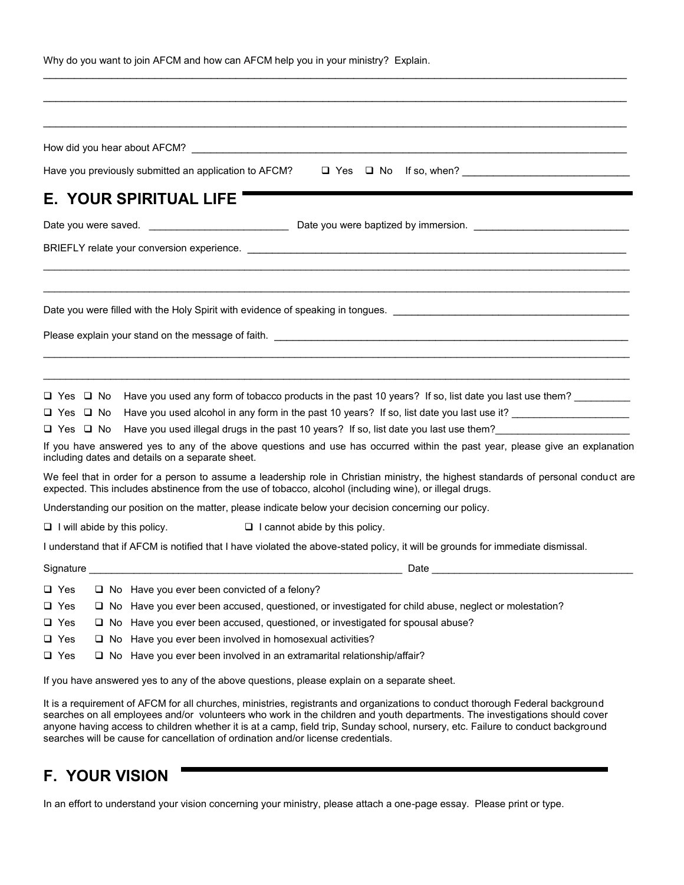Why do you want to join AFCM and how can AFCM help you in your ministry? Explain.

\_\_\_\_\_\_\_\_\_\_\_\_\_\_\_\_\_\_\_\_\_\_\_\_\_\_\_\_\_\_\_\_\_\_\_\_\_\_\_\_\_\_\_\_\_\_\_\_\_\_\_\_\_\_\_\_\_\_\_\_\_\_\_\_\_\_\_\_\_\_\_\_\_\_\_\_\_\_

\_\_\_\_\_\_\_\_\_\_\_\_\_\_\_\_\_\_\_\_\_\_\_\_\_\_\_\_\_\_\_\_\_\_\_\_\_\_\_\_\_\_\_\_\_\_\_\_\_\_\_\_\_\_\_\_\_\_\_\_\_\_\_\_\_\_\_\_\_\_\_\_\_\_\_\_\_\_

\_\_\_\_\_\_\_\_\_\_\_\_\_\_\_\_\_\_\_\_\_\_\_\_\_\_\_\_\_\_\_\_\_\_\_\_\_\_\_\_\_\_\_\_\_\_\_\_\_\_\_\_\_\_\_\_\_\_\_\_\_\_\_\_\_\_\_\_\_\_\_\_\_\_\_\_\_\_

How did you hear about AFCM? \_\_\_\_\_\_\_\_\_\_\_\_\_\_\_\_\_\_\_\_\_\_\_\_\_\_\_\_\_\_\_\_\_\_\_\_\_\_\_\_\_\_\_\_\_\_\_\_\_\_\_\_\_\_

Have you previously submitted an application to AFCM? ☐ Yes ☐ No If so, when? \_\_\_\_\_\_\_\_\_\_\_\_\_\_\_\_\_\_\_\_\_\_\_\_

## E. YOUR SPIRITUAL LIFE

Date you were saved. \_\_\_\_\_\_\_\_\_\_\_\_\_\_\_\_\_\_\_\_\_\_\_\_ Date you were baptized by immersion. \_\_\_\_\_\_\_\_\_\_\_\_\_\_\_\_\_\_\_\_\_\_\_\_

BRIEFLY relate your conversion experience. \_\_\_\_\_\_\_\_\_\_\_\_\_\_\_\_\_\_\_\_\_\_\_\_\_\_\_\_\_\_\_\_\_\_\_\_\_\_\_\_\_\_\_\_\_\_\_\_

\_\_\_\_\_\_\_\_\_\_\_\_\_\_\_\_\_\_\_\_\_\_\_\_\_\_\_\_\_\_\_\_\_\_\_\_\_\_\_\_\_\_\_\_\_\_\_\_\_\_\_\_\_\_\_\_\_\_\_\_\_\_\_\_\_\_\_\_\_\_\_\_\_\_\_\_\_\_

\_\_\_\_\_\_\_\_\_\_\_\_\_\_\_\_\_\_\_\_\_\_\_\_\_\_\_\_\_\_\_\_\_\_\_\_\_\_\_\_\_\_\_\_\_\_\_\_\_\_\_\_\_\_\_\_\_\_\_\_\_\_\_\_\_\_\_\_\_\_\_\_\_\_\_\_\_\_

Date you were filled with the Holy Spirit with evidence of speaking in tongues. \_\_\_\_\_\_\_\_\_\_\_\_\_\_\_\_\_\_\_\_\_\_\_\_\_\_\_\_\_\_\_\_

Please explain your stand on the message of faith. \_\_\_\_\_\_\_\_\_\_\_\_\_\_\_\_\_\_\_\_\_\_\_\_\_\_\_\_\_\_\_\_\_\_\_\_\_\_\_\_\_\_\_\_\_\_

\_\_\_\_\_\_\_\_\_\_\_\_\_\_\_\_\_\_\_\_\_\_\_\_\_\_\_\_\_\_\_\_\_\_\_\_\_\_\_\_\_\_\_\_\_\_\_\_\_\_\_\_\_\_\_\_\_\_\_\_\_\_\_\_\_\_\_\_\_\_\_\_\_\_\_\_\_\_

\_\_\_\_\_\_\_\_\_\_\_\_\_\_\_\_\_\_\_\_\_\_\_\_\_\_\_\_\_\_\_\_\_\_\_\_\_\_\_\_\_\_\_\_\_\_\_\_\_\_\_\_\_\_\_\_\_\_\_\_\_\_\_\_\_\_\_\_\_\_\_\_\_\_\_\_\_\_

☐ Yes ☐ No Have you used any form of tobacco products in the past 10 years? If so, list date you last use them? \_\_\_\_\_\_\_\_\_\_

☐ Yes ☐ No Have you used alcohol in any form in the past 10 years? If so, list date you last use it? \_\_\_\_\_\_\_\_\_\_\_\_\_\_\_\_\_\_\_\_

☐ Yes ☐ No Have you used illegal drugs in the past 10 years? If so, list date you last use them?\_\_\_\_\_\_\_\_\_\_\_\_\_\_\_\_\_\_\_\_\_\_\_\_

If you have answered yes to any of the above questions and use has occurred within the past year, please give an explanation including dates and details on a separate sheet.

We feel that in order for a person to assume a leadership role in Christian ministry, the highest standards of personal conduct are expected. This includes abstinence from the use of tobacco, alcohol (including wine), or illegal drugs.

Understanding our position on the matter, please indicate below your decision concerning our policy.

☐ I will abide by this policy. ☐ I cannot abide by this policy.

I understand that if AFCM is notified that I have violated the above-stated policy, it will be grounds for immediate dismissal.

Signature \_\_\_\_\_\_\_\_\_\_\_\_\_\_\_\_\_\_\_\_\_\_\_\_\_\_\_\_\_\_\_\_\_\_\_\_\_\_\_\_\_\_\_\_\_\_\_\_\_\_\_\_\_\_ Date \_\_\_\_\_\_\_\_\_\_\_\_\_\_\_\_\_\_\_\_\_\_\_\_\_\_\_\_\_\_\_\_\_\_\_

☐ Yes ☐ No Have you ever been convicted of a felony?

☐ Yes ☐ No Have you ever been accused, questioned, or investigated for child abuse, neglect or molestation?

☐ Yes ☐ No Have you ever been accused, questioned, or investigated for spousal abuse?

☐ Yes ☐ No Have you ever been involved in homosexual activities?

☐ Yes ☐ No Have you ever been involved in an extramarital relationship/affair?

If you have answered yes to any of the above questions, please explain on a separate sheet.

It is a requirement of AFCM for all churches, ministries, registrants and organizations to conduct thorough Federal background searches on all employees and/or volunteers who work in the children and youth departments. The investigations should cover anyone having access to children whether it is at a camp, field trip, Sunday school, nursery, etc. Failure to conduct background searches will be cause for cancellation of ordination and/or license credentials.

## F. YOUR VISION

In an effort to understand your vision concerning your ministry, please attach a one-page essay. Please print or type.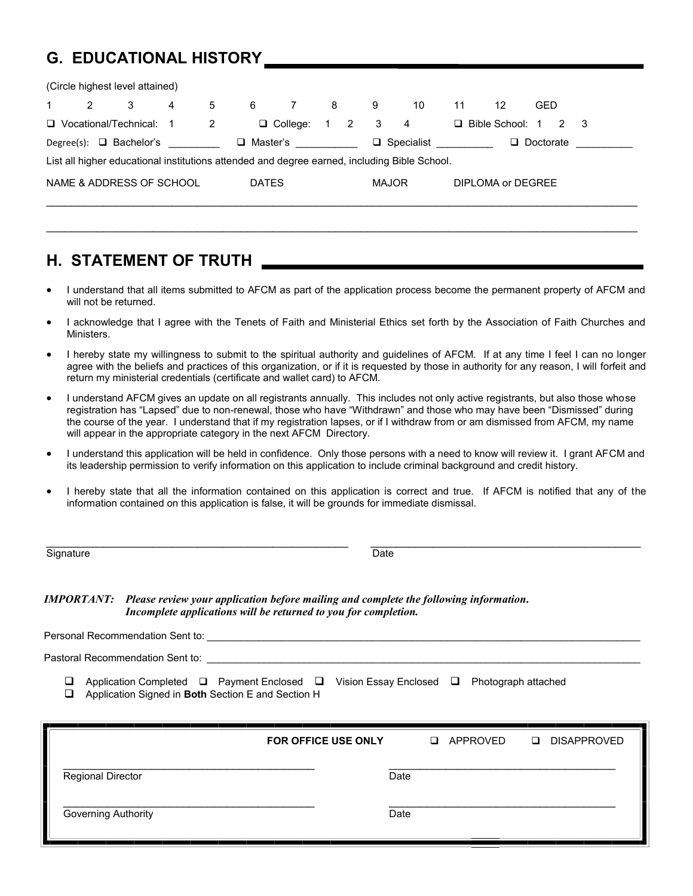## G. EDUCATIONAL HISTORY

(Circle highest level attained)

1 2 3 4 5 6 7 8 9 10 11 12 GED

❑ Vocational/Technical: 1 2 ❑ College: 1 2 3 4 ❑ Bible School: 1 2 3

Degree(s): ❑ Bachelor's _________ ❑ Master's ___________ ❑ Specialist __________ ❑ Doctorate __________

List all higher educational institutions attended and degree earned, including Bible School.

| NAME & ADDRESS OF SCHOOL | DATES | MAJOR | DIPLOMA or DEGREE |
|---|---|---|---|
| | | | |
| | | | |

## H. STATEMENT OF TRUTH

- I understand that all items submitted to AFCM as part of the application process become the permanent property of AFCM and will not be returned.
- I acknowledge that I agree with the Tenets of Faith and Ministerial Ethics set forth by the Association of Faith Churches and Ministers.
- I hereby state my willingness to submit to the spiritual authority and guidelines of AFCM. If at any time I feel I can no longer agree with the beliefs and practices of this organization, or if it is requested by those in authority for any reason, I will forfeit and return my ministerial credentials (certificate and wallet card) to AFCM.
- I understand AFCM gives an update on all registrants annually. This includes not only active registrants, but also those whose registration has "Lapsed" due to non-renewal, those who have "Withdrawn" and those who may have been "Dismissed" during the course of the year. I understand that if my registration lapses, or if I withdraw from or am dismissed from AFCM, my name will appear in the appropriate category in the next AFCM Directory.
- I understand this application will be held in confidence. Only those persons with a need to know will review it. I grant AFCM and its leadership permission to verify information on this application to include criminal background and credit history.
- I hereby state that all the information contained on this application is correct and true. If AFCM is notified that any of the information contained on this application is false, it will be grounds for immediate dismissal.

_______________________________________________ _______________________________________________

Signature Date

***IMPORTANT:*** ***Please review your application before mailing and complete the following information. Incomplete applications will be returned to you for completion.***

Personal Recommendation Sent to: ______________________________________________________________

Pastoral Recommendation Sent to: ______________________________________________________________

❑ Application Completed ❑ Payment Enclosed ❑ Vision Essay Enclosed ❑ Photograph attached

❑ Application Signed in **Both** Section E and Section H

**FOR OFFICE USE ONLY** ❑ APPROVED ❑ DISAPPROVED

_______________________________________________ _______________________________________________

Regional Director Date

_______________________________________________ _______________________________________________

Governing Authority Date